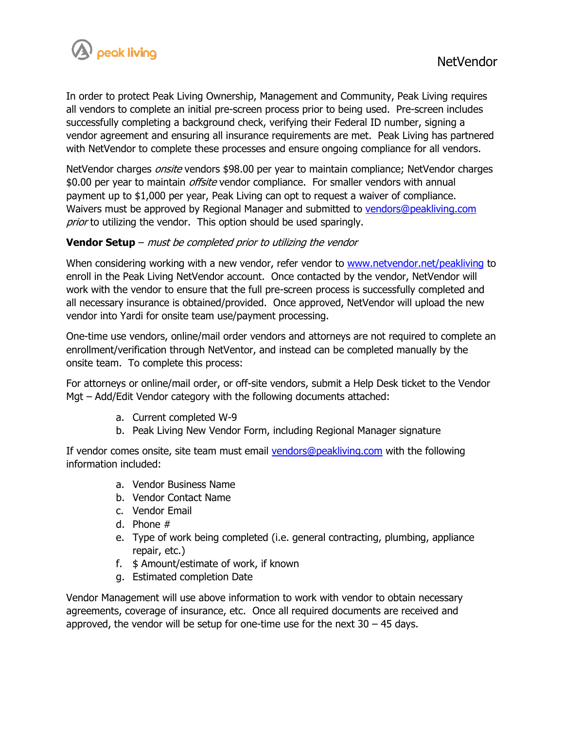# NetVendor

In order to protect Peak Living Ownership, Management and Community, Peak Living requires all vendors to complete an initial pre-screen process prior to being used. Pre-screen includes successfully completing a background check, verifying their Federal ID number, signing a vendor agreement and ensuring all insurance requirements are met. Peak Living has partnered with NetVendor to complete these processes and ensure ongoing compliance for all vendors.

NetVendor charges *onsite* vendors $98.00 per year to maintain compliance; NetVendor charges $0.00 per year to maintain *offsite* vendor compliance. For smaller vendors with annual payment up to $1,000 per year, Peak Living can opt to request a waiver of compliance. Waivers must be approved by Regional Manager and submitted to vendors@peakliving.com *prior* to utilizing the vendor. This option should be used sparingly.

**Vendor Setup** – *must be completed prior to utilizing the vendor*

When considering working with a new vendor, refer vendor to www.netvendor.net/peakliving to enroll in the Peak Living NetVendor account. Once contacted by the vendor, NetVendor will work with the vendor to ensure that the full pre-screen process is successfully completed and all necessary insurance is obtained/provided. Once approved, NetVendor will upload the new vendor into Yardi for onsite team use/payment processing.

One-time use vendors, online/mail order vendors and attorneys are not required to complete an enrollment/verification through NetVentor, and instead can be completed manually by the onsite team. To complete this process:

For attorneys or online/mail order, or off-site vendors, submit a Help Desk ticket to the Vendor Mgt – Add/Edit Vendor category with the following documents attached:

a. Current completed W-9
b. Peak Living New Vendor Form, including Regional Manager signature

If vendor comes onsite, site team must email vendors@peakliving.com with the following information included:

a. Vendor Business Name
b. Vendor Contact Name
c. Vendor Email
d. Phone #
e. Type of work being completed (i.e. general contracting, plumbing, appliance repair, etc.)
f. $ Amount/estimate of work, if known
g. Estimated completion Date

Vendor Management will use above information to work with vendor to obtain necessary agreements, coverage of insurance, etc. Once all required documents are received and approved, the vendor will be setup for one-time use for the next 30 – 45 days.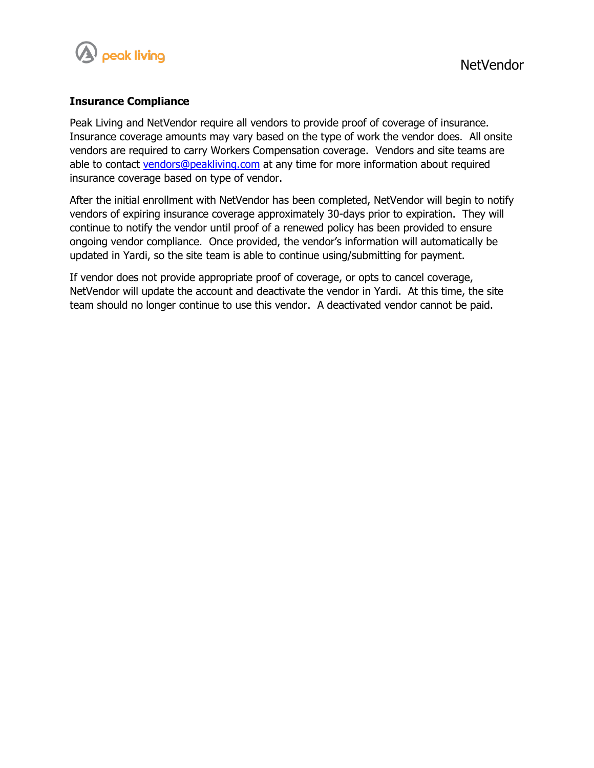**Insurance Compliance**

Peak Living and NetVendor require all vendors to provide proof of coverage of insurance. Insurance coverage amounts may vary based on the type of work the vendor does. All onsite vendors are required to carry Workers Compensation coverage. Vendors and site teams are able to contact vendors@peakliving.com at any time for more information about required insurance coverage based on type of vendor.

After the initial enrollment with NetVendor has been completed, NetVendor will begin to notify vendors of expiring insurance coverage approximately 30-days prior to expiration. They will continue to notify the vendor until proof of a renewed policy has been provided to ensure ongoing vendor compliance. Once provided, the vendor's information will automatically be updated in Yardi, so the site team is able to continue using/submitting for payment.

If vendor does not provide appropriate proof of coverage, or opts to cancel coverage, NetVendor will update the account and deactivate the vendor in Yardi. At this time, the site team should no longer continue to use this vendor. A deactivated vendor cannot be paid.